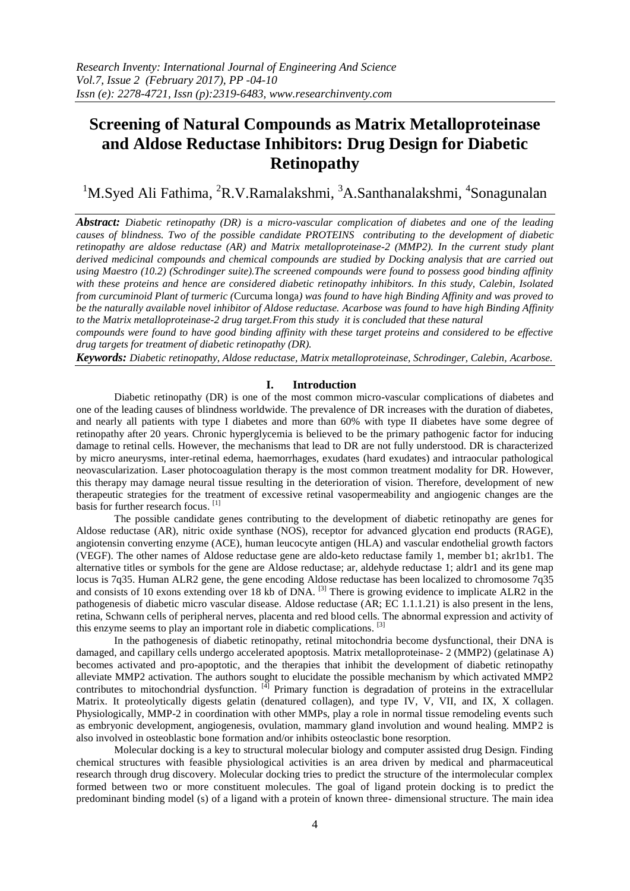# Screening of Natural Compounds as Matrix Metalloproteinase and Aldose Reductase Inhibitors: Drug Design for Diabetic Retinopathy

[1]M.Syed Ali Fathima, [2]R.V.Ramalakshmi, [3]A.Santhanalakshmi, [4]Sonagunalan

***Abstract:*** *Diabetic retinopathy (DR) is a micro-vascular complication of diabetes and one of the leading causes of blindness. Two of the possible candidate PROTEINS contributing to the development of diabetic retinopathy are aldose reductase (AR) and Matrix metalloproteinase-2 (MMP2). In the current study plant derived medicinal compounds and chemical compounds are studied by Docking analysis that are carried out using Maestro (10.2) (Schrodinger suite).The screened compounds were found to possess good binding affinity with these proteins and hence are considered diabetic retinopathy inhibitors. In this study, Calebin, Isolated from curcuminoid Plant of turmeric (*Curcuma longa*) was found to have high Binding Affinity and was proved to be the naturally available novel inhibitor of Aldose reductase. Acarbose was found to have high Binding Affinity to the Matrix metalloproteinase-2 drug target.From this study it is concluded that these natural compounds were found to have good binding affinity with these target proteins and considered to be effective drug targets for treatment of diabetic retinopathy (DR).*

***Keywords:*** *Diabetic retinopathy, Aldose reductase, Matrix metalloproteinase, Schrodinger, Calebin, Acarbose.*

## I. Introduction

Diabetic retinopathy (DR) is one of the most common micro-vascular complications of diabetes and one of the leading causes of blindness worldwide. The prevalence of DR increases with the duration of diabetes, and nearly all patients with type I diabetes and more than 60% with type II diabetes have some degree of retinopathy after 20 years. Chronic hyperglycemia is believed to be the primary pathogenic factor for inducing damage to retinal cells. However, the mechanisms that lead to DR are not fully understood. DR is characterized by micro aneurysms, inter-retinal edema, haemorrhages, exudates (hard exudates) and intraocular pathological neovascularization. Laser photocoagulation therapy is the most common treatment modality for DR. However, this therapy may damage neural tissue resulting in the deterioration of vision. Therefore, development of new therapeutic strategies for the treatment of excessive retinal vasopermeability and angiogenic changes are the basis for further research focus. [1]

The possible candidate genes contributing to the development of diabetic retinopathy are genes for Aldose reductase (AR), nitric oxide synthase (NOS), receptor for advanced glycation end products (RAGE), angiotensin converting enzyme (ACE), human leucocyte antigen (HLA) and vascular endothelial growth factors (VEGF). The other names of Aldose reductase gene are aldo-keto reductase family 1, member b1; akr1b1. The alternative titles or symbols for the gene are Aldose reductase; ar, aldehyde reductase 1; aldr1 and its gene map locus is 7q35. Human ALR2 gene, the gene encoding Aldose reductase has been localized to chromosome 7q35 and consists of 10 exons extending over 18 kb of DNA. [3] There is growing evidence to implicate ALR2 in the pathogenesis of diabetic micro vascular disease. Aldose reductase (AR; EC 1.1.1.21) is also present in the lens, retina, Schwann cells of peripheral nerves, placenta and red blood cells. The abnormal expression and activity of this enzyme seems to play an important role in diabetic complications. [3]

In the pathogenesis of diabetic retinopathy, retinal mitochondria become dysfunctional, their DNA is damaged, and capillary cells undergo accelerated apoptosis. Matrix metalloproteinase- 2 (MMP2) (gelatinase A) becomes activated and pro-apoptotic, and the therapies that inhibit the development of diabetic retinopathy alleviate MMP2 activation. The authors sought to elucidate the possible mechanism by which activated MMP2 contributes to mitochondrial dysfunction. [4] Primary function is degradation of proteins in the extracellular Matrix. It proteolytically digests gelatin (denatured collagen), and type IV, V, VII, and IX, X collagen. Physiologically, MMP-2 in coordination with other MMPs, play a role in normal tissue remodeling events such as embryonic development, angiogenesis, ovulation, mammary gland involution and wound healing. MMP2 is also involved in osteoblastic bone formation and/or inhibits osteoclastic bone resorption.

Molecular docking is a key to structural molecular biology and computer assisted drug Design. Finding chemical structures with feasible physiological activities is an area driven by medical and pharmaceutical research through drug discovery. Molecular docking tries to predict the structure of the intermolecular complex formed between two or more constituent molecules. The goal of ligand protein docking is to predict the predominant binding model (s) of a ligand with a protein of known three- dimensional structure. The main idea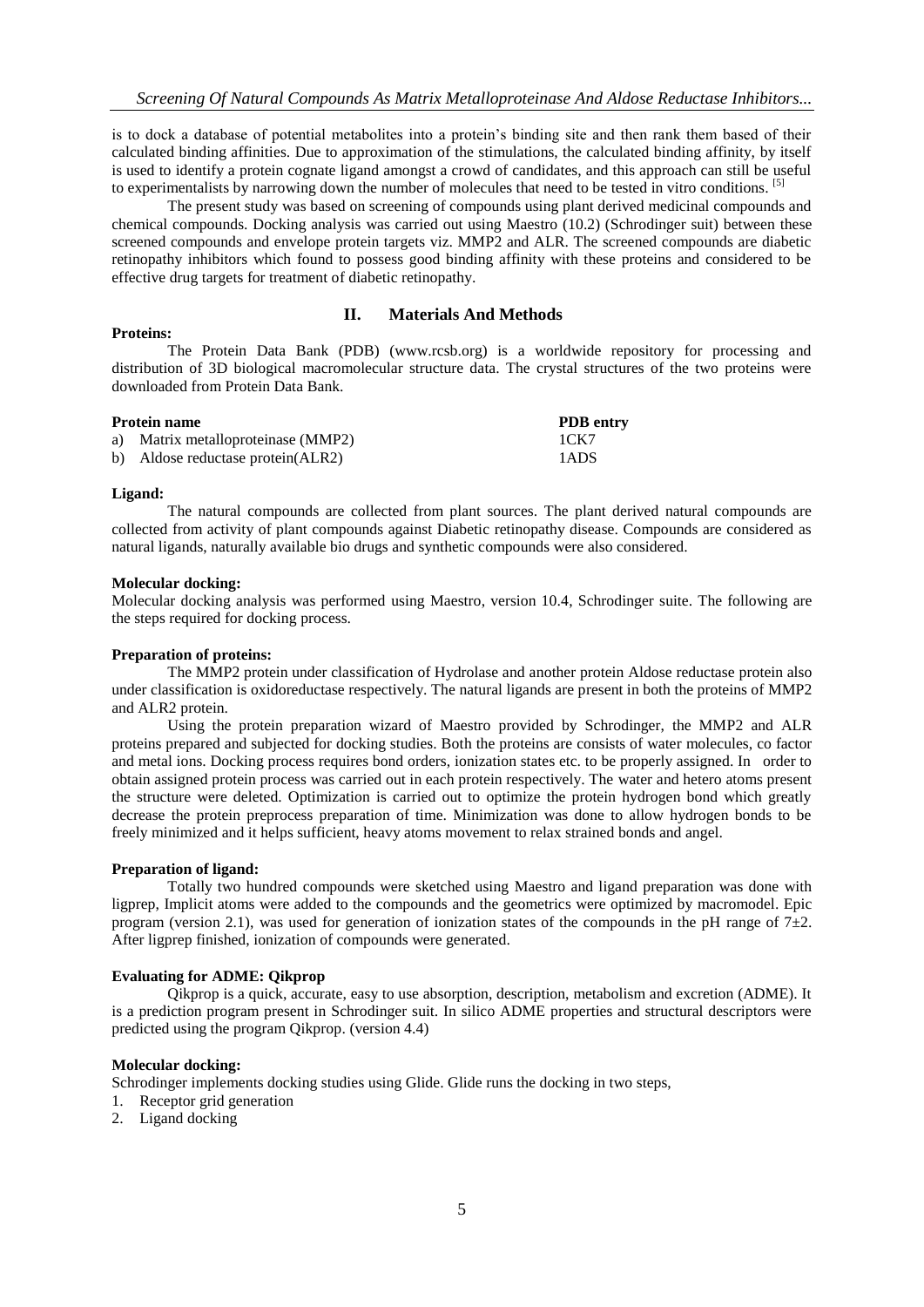is to dock a database of potential metabolites into a protein's binding site and then rank them based of their calculated binding affinities. Due to approximation of the stimulations, the calculated binding affinity, by itself is used to identify a protein cognate ligand amongst a crowd of candidates, and this approach can still be useful to experimentalists by narrowing down the number of molecules that need to be tested in vitro conditions. [5]

The present study was based on screening of compounds using plant derived medicinal compounds and chemical compounds. Docking analysis was carried out using Maestro (10.2) (Schrodinger suit) between these screened compounds and envelope protein targets viz. MMP2 and ALR. The screened compounds are diabetic retinopathy inhibitors which found to possess good binding affinity with these proteins and considered to be effective drug targets for treatment of diabetic retinopathy.

## II. Materials And Methods

**Proteins:**

The Protein Data Bank (PDB) (www.rcsb.org) is a worldwide repository for processing and distribution of 3D biological macromolecular structure data. The crystal structures of the two proteins were downloaded from Protein Data Bank.

| Protein name | PDB entry |
|---|---|
| a) Matrix metalloproteinase (MMP2) | 1CK7 |
| b) Aldose reductase protein(ALR2) | 1ADS |

**Ligand:**

The natural compounds are collected from plant sources. The plant derived natural compounds are collected from activity of plant compounds against Diabetic retinopathy disease. Compounds are considered as natural ligands, naturally available bio drugs and synthetic compounds were also considered.

**Molecular docking:**

Molecular docking analysis was performed using Maestro, version 10.4, Schrodinger suite. The following are the steps required for docking process.

**Preparation of proteins:**

The MMP2 protein under classification of Hydrolase and another protein Aldose reductase protein also under classification is oxidoreductase respectively. The natural ligands are present in both the proteins of MMP2 and ALR2 protein.

Using the protein preparation wizard of Maestro provided by Schrodinger, the MMP2 and ALR proteins prepared and subjected for docking studies. Both the proteins are consists of water molecules, co factor and metal ions. Docking process requires bond orders, ionization states etc. to be properly assigned. In order to obtain assigned protein process was carried out in each protein respectively. The water and hetero atoms present the structure were deleted. Optimization is carried out to optimize the protein hydrogen bond which greatly decrease the protein preprocess preparation of time. Minimization was done to allow hydrogen bonds to be freely minimized and it helps sufficient, heavy atoms movement to relax strained bonds and angel.

**Preparation of ligand:**

Totally two hundred compounds were sketched using Maestro and ligand preparation was done with ligprep, Implicit atoms were added to the compounds and the geometrics were optimized by macromodel. Epic program (version 2.1), was used for generation of ionization states of the compounds in the pH range of $7 \pm 2$. After ligprep finished, ionization of compounds were generated.

**Evaluating for ADME: Qikprop**

Qikprop is a quick, accurate, easy to use absorption, description, metabolism and excretion (ADME). It is a prediction program present in Schrodinger suit. In silico ADME properties and structural descriptors were predicted using the program Qikprop. (version 4.4)

**Molecular docking:**

Schrodinger implements docking studies using Glide. Glide runs the docking in two steps,

1. Receptor grid generation
2. Ligand docking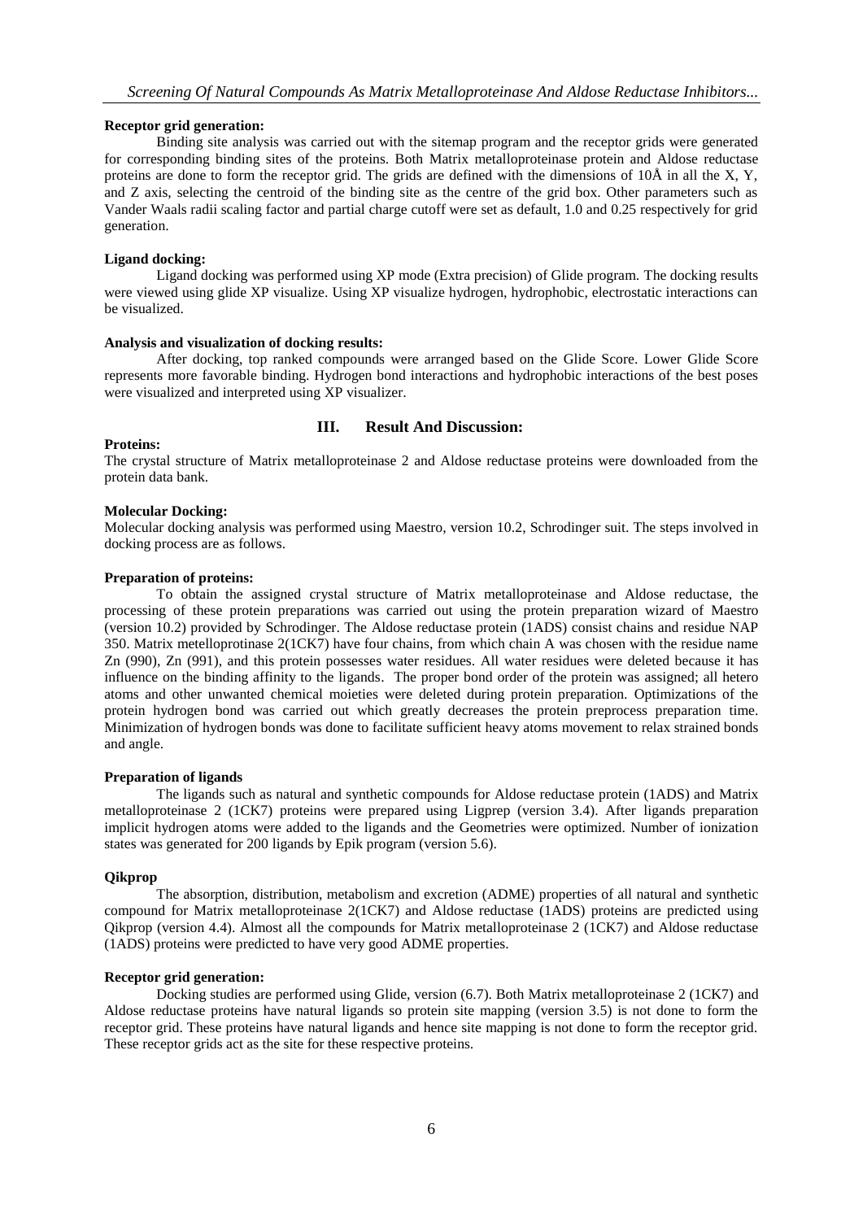**Receptor grid generation:**

Binding site analysis was carried out with the sitemap program and the receptor grids were generated for corresponding binding sites of the proteins. Both Matrix metalloproteinase protein and Aldose reductase proteins are done to form the receptor grid. The grids are defined with the dimensions of 10Å in all the X, Y, and Z axis, selecting the centroid of the binding site as the centre of the grid box. Other parameters such as Vander Waals radii scaling factor and partial charge cutoff were set as default, 1.0 and 0.25 respectively for grid generation.

**Ligand docking:**

Ligand docking was performed using XP mode (Extra precision) of Glide program. The docking results were viewed using glide XP visualize. Using XP visualize hydrogen, hydrophobic, electrostatic interactions can be visualized.

**Analysis and visualization of docking results:**

After docking, top ranked compounds were arranged based on the Glide Score. Lower Glide Score represents more favorable binding. Hydrogen bond interactions and hydrophobic interactions of the best poses were visualized and interpreted using XP visualizer.

## III. Result And Discussion:

**Proteins:**

The crystal structure of Matrix metalloproteinase 2 and Aldose reductase proteins were downloaded from the protein data bank.

**Molecular Docking:**

Molecular docking analysis was performed using Maestro, version 10.2, Schrodinger suit. The steps involved in docking process are as follows.

**Preparation of proteins:**

To obtain the assigned crystal structure of Matrix metalloproteinase and Aldose reductase, the processing of these protein preparations was carried out using the protein preparation wizard of Maestro (version 10.2) provided by Schrodinger. The Aldose reductase protein (1ADS) consist chains and residue NAP 350. Matrix metelloprotinase 2(1CK7) have four chains, from which chain A was chosen with the residue name Zn (990), Zn (991), and this protein possesses water residues. All water residues were deleted because it has influence on the binding affinity to the ligands. The proper bond order of the protein was assigned; all hetero atoms and other unwanted chemical moieties were deleted during protein preparation. Optimizations of the protein hydrogen bond was carried out which greatly decreases the protein preprocess preparation time. Minimization of hydrogen bonds was done to facilitate sufficient heavy atoms movement to relax strained bonds and angle.

**Preparation of ligands**

The ligands such as natural and synthetic compounds for Aldose reductase protein (1ADS) and Matrix metalloproteinase 2 (1CK7) proteins were prepared using Ligprep (version 3.4). After ligands preparation implicit hydrogen atoms were added to the ligands and the Geometries were optimized. Number of ionization states was generated for 200 ligands by Epik program (version 5.6).

**Qikprop**

The absorption, distribution, metabolism and excretion (ADME) properties of all natural and synthetic compound for Matrix metalloproteinase 2(1CK7) and Aldose reductase (1ADS) proteins are predicted using Qikprop (version 4.4). Almost all the compounds for Matrix metalloproteinase 2 (1CK7) and Aldose reductase (1ADS) proteins were predicted to have very good ADME properties.

**Receptor grid generation:**

Docking studies are performed using Glide, version (6.7). Both Matrix metalloproteinase 2 (1CK7) and Aldose reductase proteins have natural ligands so protein site mapping (version 3.5) is not done to form the receptor grid. These proteins have natural ligands and hence site mapping is not done to form the receptor grid. These receptor grids act as the site for these respective proteins.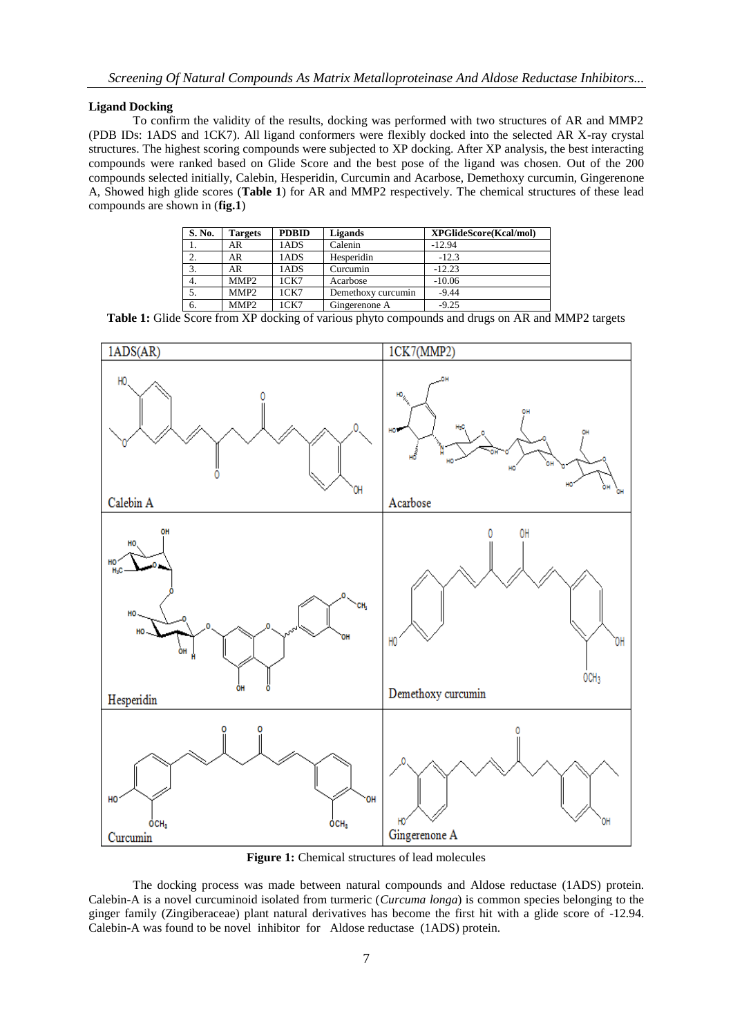### Ligand Docking

To confirm the validity of the results, docking was performed with two structures of AR and MMP2 (PDB IDs: 1ADS and 1CK7). All ligand conformers were flexibly docked into the selected AR X-ray crystal structures. The highest scoring compounds were subjected to XP docking. After XP analysis, the best interacting compounds were ranked based on Glide Score and the best pose of the ligand was chosen. Out of the 200 compounds selected initially, Calebin, Hesperidin, Curcumin and Acarbose, Demethoxy curcumin, Gingerenone A, Showed high glide scores (**Table 1**) for AR and MMP2 respectively. The chemical structures of these lead compounds are shown in (**fig.1**)

| S. No. | Targets | PDBID | Ligands | XPGlideScore(Kcal/mol) |
|---|---|---|---|---|
| 1. | AR | 1ADS | Calenin | -12.94 |
| 2. | AR | 1ADS | Hesperidin | -12.3 |
| 3. | AR | 1ADS | Curcumin | -12.23 |
| 4. | MMP2 | 1CK7 | Acarbose | -10.06 |
| 5. | MMP2 | 1CK7 | Demethoxy curcumin | -9.44 |
| 6. | MMP2 | 1CK7 | Gingerenone A | -9.25 |

**Table 1:** Glide Score from XP docking of various phyto compounds and drugs on AR and MMP2 targets

| 1ADS(AR) | 1CK7(MMP2) |
|---|---|
| Calebin A | Acarbose |
| Hesperidin | Demethoxy curcumin |
| Curcumin | Gingerenone A |

**Figure 1:** Chemical structures of lead molecules

The docking process was made between natural compounds and Aldose reductase (1ADS) protein. Calebin-A is a novel curcuminoid isolated from turmeric (*Curcuma longa*) is common species belonging to the ginger family (Zingiberaceae) plant natural derivatives has become the first hit with a glide score of -12.94. Calebin-A was found to be novel inhibitor for Aldose reductase (1ADS) protein.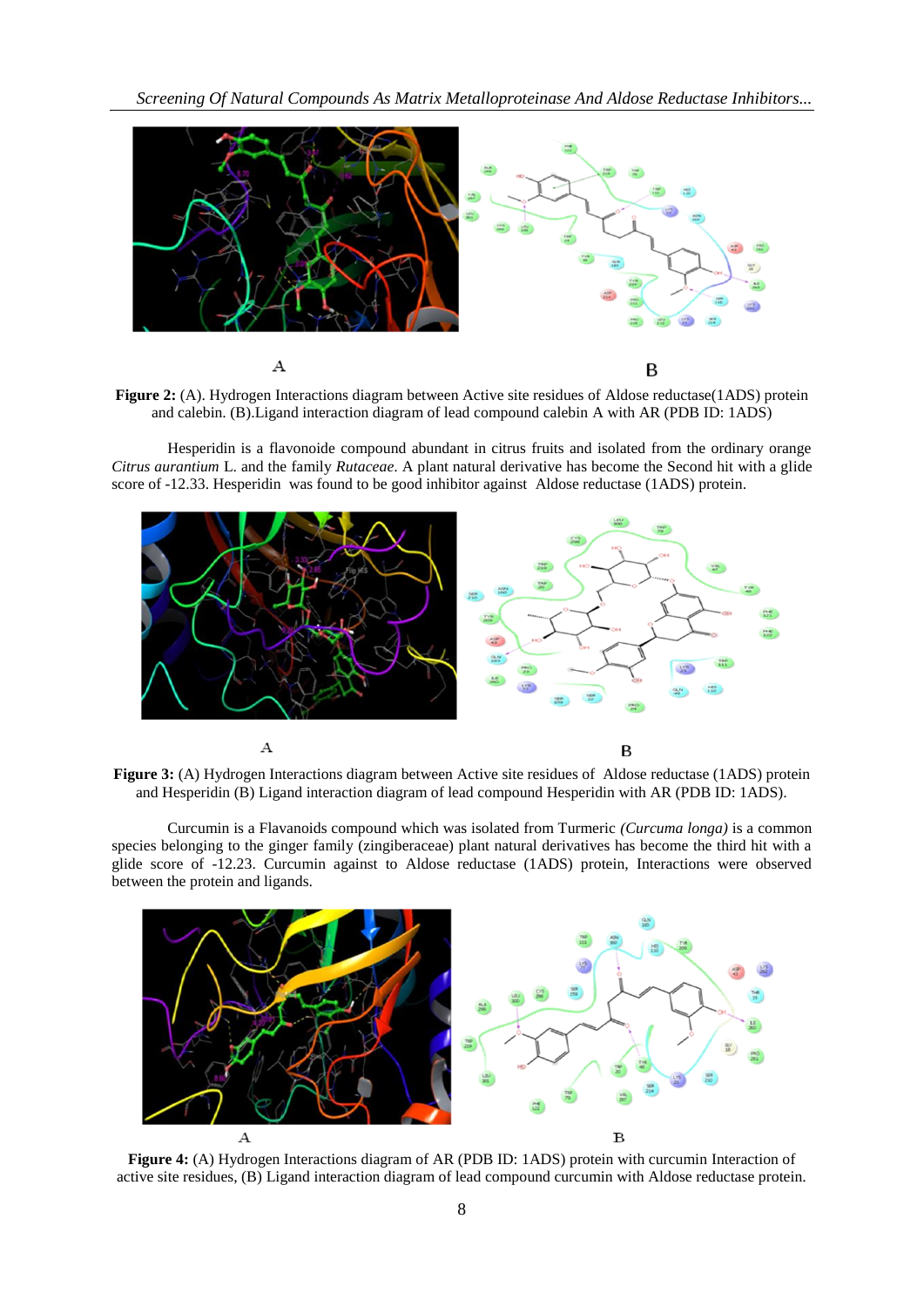**Figure 2:** (A). Hydrogen Interactions diagram between Active site residues of Aldose reductase(1ADS) protein and calebin. (B).Ligand interaction diagram of lead compound calebin A with AR (PDB ID: 1ADS)

Hesperidin is a flavonoide compound abundant in citrus fruits and isolated from the ordinary orange *Citrus aurantium* L. and the family *Rutaceae*. A plant natural derivative has become the Second hit with a glide score of -12.33. Hesperidin was found to be good inhibitor against Aldose reductase (1ADS) protein.

**Figure 3:** (A) Hydrogen Interactions diagram between Active site residues of Aldose reductase (1ADS) protein and Hesperidin (B) Ligand interaction diagram of lead compound Hesperidin with AR (PDB ID: 1ADS).

Curcumin is a Flavanoids compound which was isolated from Turmeric *(Curcuma longa)* is a common species belonging to the ginger family (zingiberaceae) plant natural derivatives has become the third hit with a glide score of -12.23. Curcumin against to Aldose reductase (1ADS) protein, Interactions were observed between the protein and ligands.

**Figure 4:** (A) Hydrogen Interactions diagram of AR (PDB ID: 1ADS) protein with curcumin Interaction of active site residues, (B) Ligand interaction diagram of lead compound curcumin with Aldose reductase protein.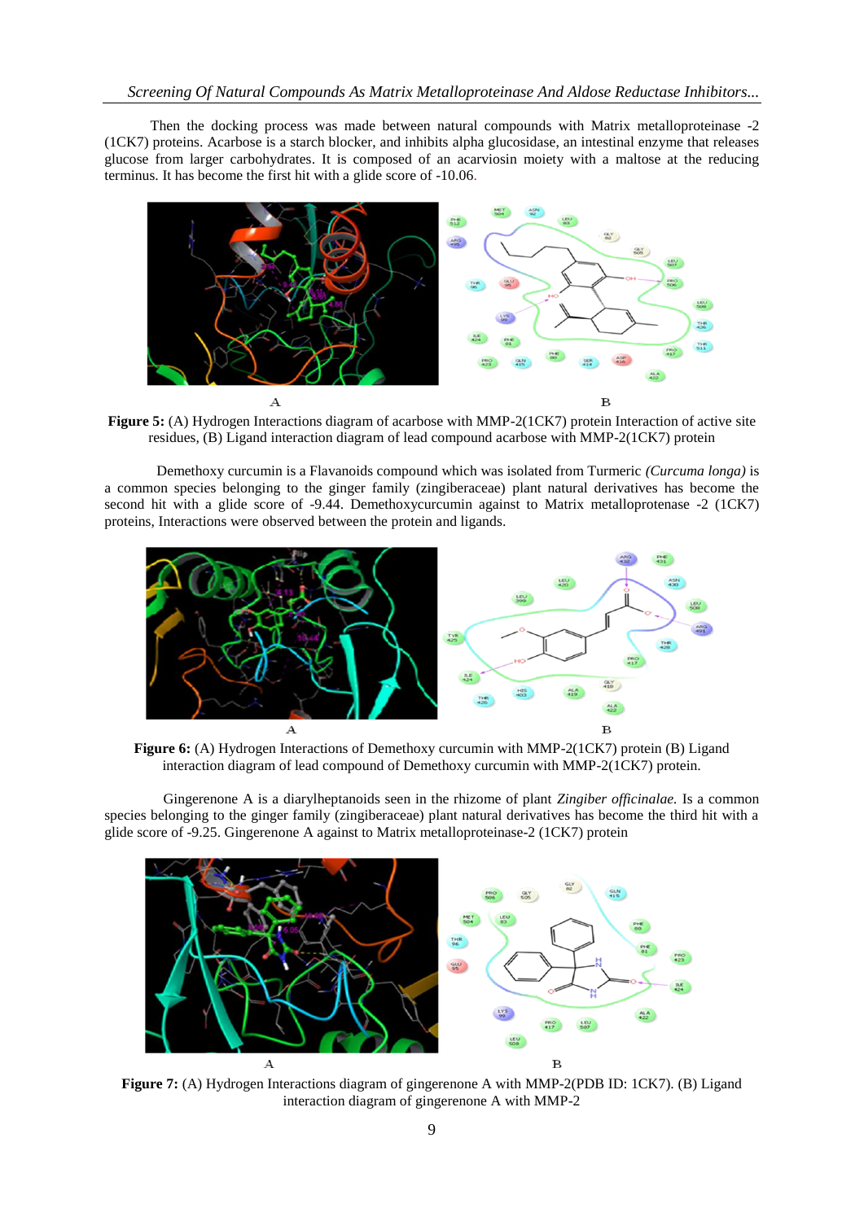Then the docking process was made between natural compounds with Matrix metalloproteinase -2 (1CK7) proteins. Acarbose is a starch blocker, and inhibits alpha glucosidase, an intestinal enzyme that releases glucose from larger carbohydrates. It is composed of an acarviosin moiety with a maltose at the reducing terminus. It has become the first hit with a glide score of -10.06.

A B

**Figure 5:** (A) Hydrogen Interactions diagram of acarbose with MMP-2(1CK7) protein Interaction of active site residues, (B) Ligand interaction diagram of lead compound acarbose with MMP-2(1CK7) protein

Demethoxy curcumin is a Flavanoids compound which was isolated from Turmeric *(Curcuma longa)* is a common species belonging to the ginger family (zingiberaceae) plant natural derivatives has become the second hit with a glide score of -9.44. Demethoxycurcumin against to Matrix metalloprotenase -2 (1CK7) proteins, Interactions were observed between the protein and ligands.

A B

**Figure 6:** (A) Hydrogen Interactions of Demethoxy curcumin with MMP-2(1CK7) protein (B) Ligand interaction diagram of lead compound of Demethoxy curcumin with MMP-2(1CK7) protein.

Gingerenone A is a diarylheptanoids seen in the rhizome of plant *Zingiber officinalae.* Is a common species belonging to the ginger family (zingiberaceae) plant natural derivatives has become the third hit with a glide score of -9.25. Gingerenone A against to Matrix metalloproteinase-2 (1CK7) protein

A B

**Figure 7:** (A) Hydrogen Interactions diagram of gingerenone A with MMP-2(PDB ID: 1CK7). (B) Ligand interaction diagram of gingerenone A with MMP-2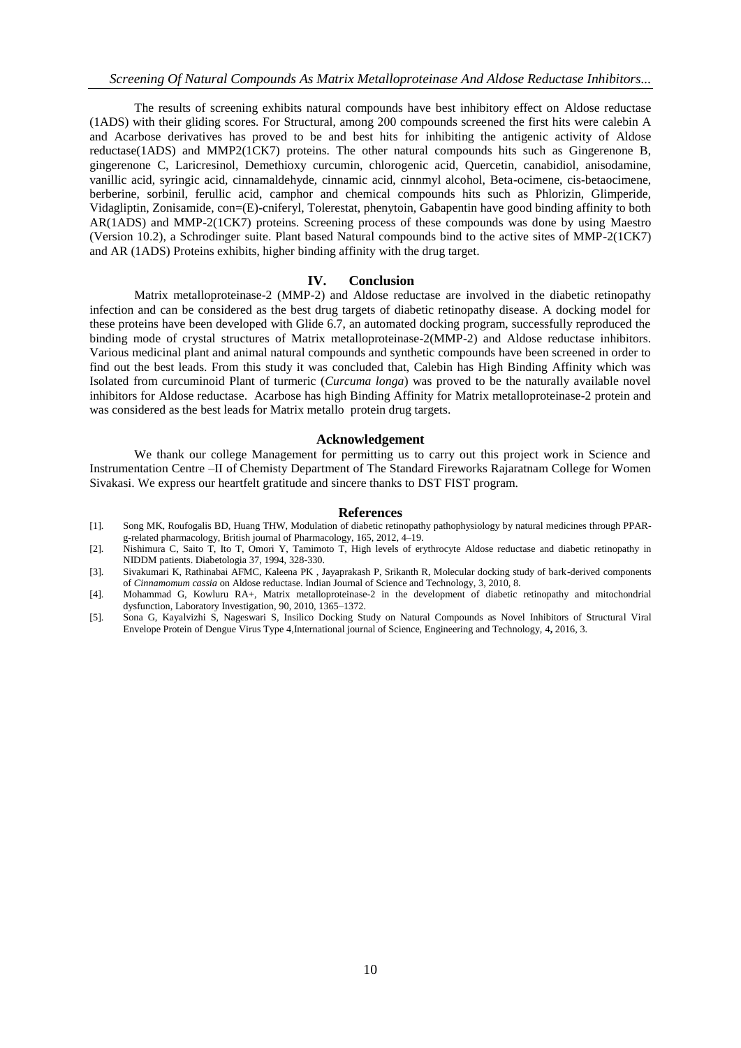The results of screening exhibits natural compounds have best inhibitory effect on Aldose reductase (1ADS) with their gliding scores. For Structural, among 200 compounds screened the first hits were calebin A and Acarbose derivatives has proved to be and best hits for inhibiting the antigenic activity of Aldose reductase(1ADS) and MMP2(1CK7) proteins. The other natural compounds hits such as Gingerenone B, gingerenone C, Laricresinol, Demethioxy curcumin, chlorogenic acid, Quercetin, canabidiol, anisodamine, vanillic acid, syringic acid, cinnamaldehyde, cinnamic acid, cinnmyl alcohol, Beta-ocimene, cis-betaocimene, berberine, sorbinil, ferullic acid, camphor and chemical compounds hits such as Phlorizin, Glimperide, Vidagliptin, Zonisamide, con=(E)-cniferyl, Tolerestat, phenytoin, Gabapentin have good binding affinity to both AR(1ADS) and MMP-2(1CK7) proteins. Screening process of these compounds was done by using Maestro (Version 10.2), a Schrodinger suite. Plant based Natural compounds bind to the active sites of MMP-2(1CK7) and AR (1ADS) Proteins exhibits, higher binding affinity with the drug target.

## IV. Conclusion

Matrix metalloproteinase-2 (MMP-2) and Aldose reductase are involved in the diabetic retinopathy infection and can be considered as the best drug targets of diabetic retinopathy disease. A docking model for these proteins have been developed with Glide 6.7, an automated docking program, successfully reproduced the binding mode of crystal structures of Matrix metalloproteinase-2(MMP-2) and Aldose reductase inhibitors. Various medicinal plant and animal natural compounds and synthetic compounds have been screened in order to find out the best leads. From this study it was concluded that, Calebin has High Binding Affinity which was Isolated from curcuminoid Plant of turmeric (*Curcuma longa*) was proved to be the naturally available novel inhibitors for Aldose reductase. Acarbose has high Binding Affinity for Matrix metalloproteinase-2 protein and was considered as the best leads for Matrix metallo protein drug targets.

## Acknowledgement

We thank our college Management for permitting us to carry out this project work in Science and Instrumentation Centre –II of Chemisty Department of The Standard Fireworks Rajaratnam College for Women Sivakasi. We express our heartfelt gratitude and sincere thanks to DST FIST program.

## References

[1]. Song MK, Roufogalis BD, Huang THW, Modulation of diabetic retinopathy pathophysiology by natural medicines through PPAR-g-related pharmacology, British journal of Pharmacology, 165, 2012, 4–19.

[2]. Nishimura C, Saito T, Ito T, Omori Y, Tamimoto T, High levels of erythrocyte Aldose reductase and diabetic retinopathy in NIDDM patients. Diabetologia 37, 1994, 328-330.

[3]. Sivakumari K, Rathinabai AFMC, Kaleena PK , Jayaprakash P, Srikanth R, Molecular docking study of bark-derived components of *Cinnamomum cassia* on Aldose reductase. Indian Journal of Science and Technology, 3, 2010, 8.

[4]. Mohammad G, Kowluru RA+, Matrix metalloproteinase-2 in the development of diabetic retinopathy and mitochondrial dysfunction, Laboratory Investigation, 90, 2010, 1365–1372.

[5]. Sona G, Kayalvizhi S, Nageswari S, Insilico Docking Study on Natural Compounds as Novel Inhibitors of Structural Viral Envelope Protein of Dengue Virus Type 4,International journal of Science, Engineering and Technology, 4**,** 2016, 3.